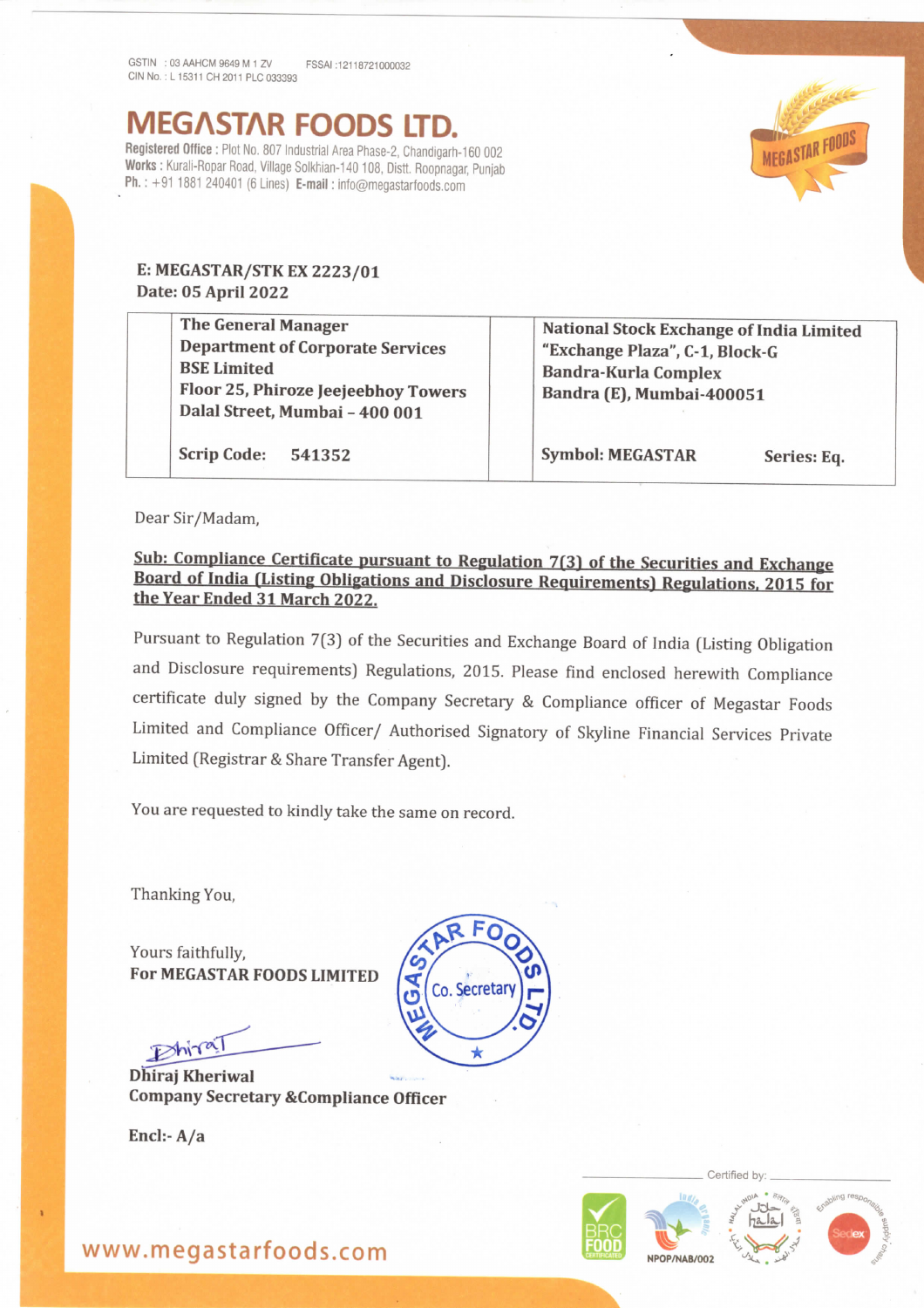GSTIN : 03 AAHCM 9649 M 1 ZV FSSAI :12118721000032
CIN No. : L 15311 CH 2011 PLC 033393

# MEGASTAR FOODS LTD.

**Registered Office :** Plot No. 807 Industrial Area Phase-2, Chandigarh-160 002
**Works :** Kurali-Ropar Road, Village Solkhian-140 108, Distt. Roopnagar, Punjab
**Ph. :** +91 1881 240401 (6 Lines) **E-mail :** info@megastarfoods.com

**E: MEGASTAR/STK EX 2223/01**
**Date: 05 April 2022**

| The General Manager<br>Department of Corporate Services<br>BSE Limited<br>Floor 25, Phiroze Jeejeebhoy Towers<br>Dalal Street, Mumbai – 400 001 | National Stock Exchange of India Limited<br>"Exchange Plaza", C-1, Block-G<br>Bandra-Kurla Complex<br>Bandra (E), Mumbai-400051 |
|---|---|
| Scrip Code: 541352 | Symbol: MEGASTAR Series: Eq. |

Dear Sir/Madam,

**Sub: Compliance Certificate pursuant to Regulation 7(3) of the Securities and Exchange Board of India (Listing Obligations and Disclosure Requirements) Regulations, 2015 for the Year Ended 31 March 2022.**

Pursuant to Regulation 7(3) of the Securities and Exchange Board of India (Listing Obligation and Disclosure requirements) Regulations, 2015. Please find enclosed herewith Compliance certificate duly signed by the Company Secretary & Compliance officer of Megastar Foods Limited and Compliance Officer/ Authorised Signatory of Skyline Financial Services Private Limited (Registrar & Share Transfer Agent).

You are requested to kindly take the same on record.

Thanking You,

Yours faithfully,
**For MEGASTAR FOODS LIMITED**

**Dhiraj Kheriwal**
**Company Secretary &Compliance Officer**

**Encl:- A/a**

Certified by:

www.megastarfoods.com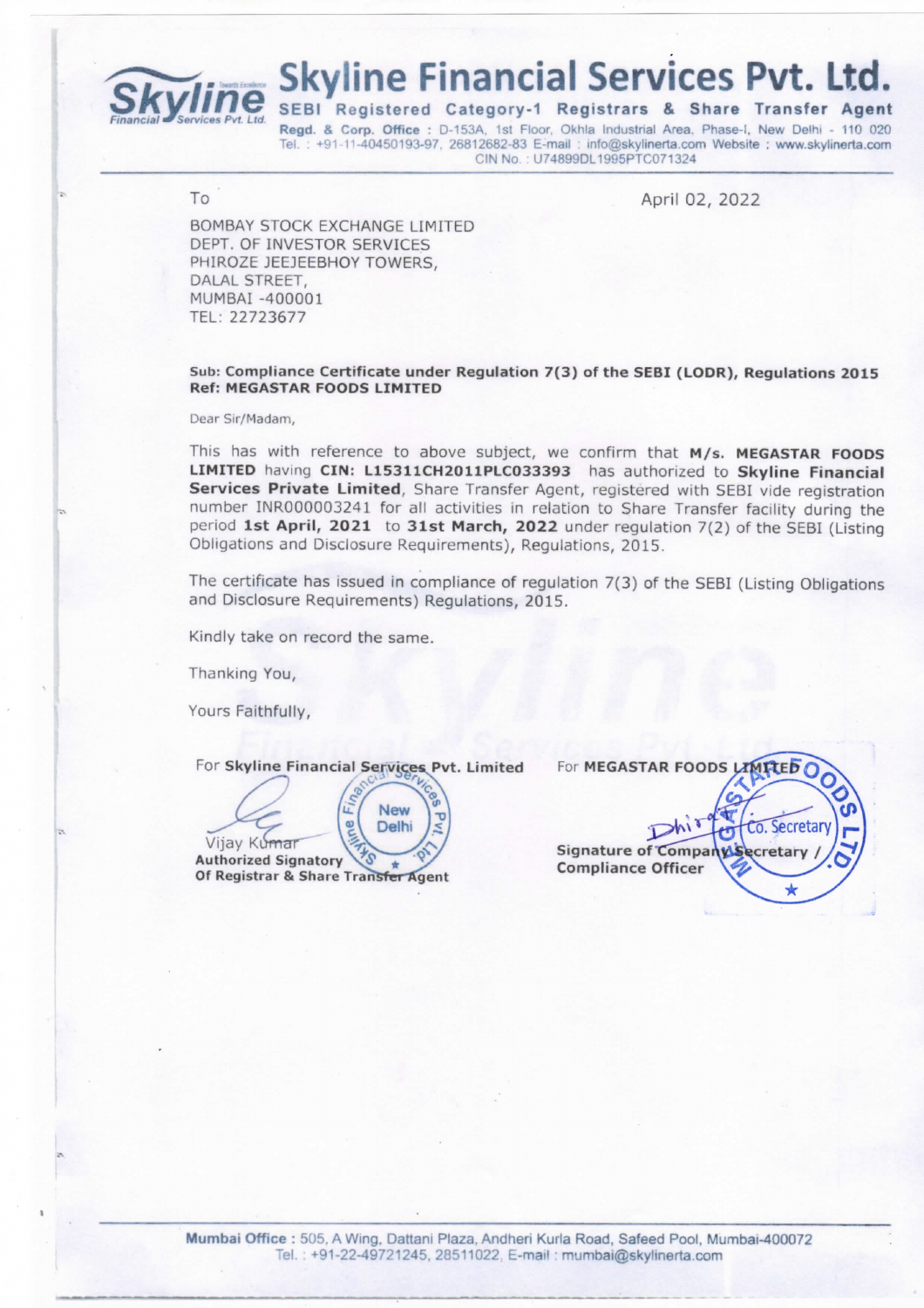# Skyline Financial Services Pvt. Ltd.

**SEBI Registered Category-1 Registrars & Share Transfer Agent**

**Regd. & Corp. Office** : D-153A, 1st Floor, Okhla Industrial Area, Phase-I, New Delhi - 110 020
Tel. : +91-11-40450193-97, 26812682-83 E-mail : info@skylinerta.com Website : www.skylinerta.com
CIN No. : U74899DL1995PTC071324

To

April 02, 2022

BOMBAY STOCK EXCHANGE LIMITED
DEPT. OF INVESTOR SERVICES
PHIROZE JEEJEEBHOY TOWERS,
DALAL STREET,
MUMBAI -400001
TEL: 22723677

**Sub: Compliance Certificate under Regulation 7(3) of the SEBI (LODR), Regulations 2015**
**Ref: MEGASTAR FOODS LIMITED**

Dear Sir/Madam,

This has with reference to above subject, we confirm that **M/s. MEGASTAR FOODS LIMITED** having **CIN: L15311CH2011PLC033393** has authorized to **Skyline Financial Services Private Limited**, Share Transfer Agent, registered with SEBI vide registration number INR000003241 for all activities in relation to Share Transfer facility during the period **1st April, 2021** to **31st March, 2022** under regulation 7(2) of the SEBI (Listing Obligations and Disclosure Requirements), Regulations, 2015.

The certificate has issued in compliance of regulation 7(3) of the SEBI (Listing Obligations and Disclosure Requirements) Regulations, 2015.

Kindly take on record the same.

Thanking You,

Yours Faithfully,

For **Skyline Financial Services Pvt. Limited**

Vijay Kumar
**Authorized Signatory**
**Of Registrar & Share Transfer Agent**

For **MEGASTAR FOODS LIMITED**

**Signature of Company Secretary / Compliance Officer**

**Mumbai Office** : 505, A Wing, Dattani Plaza, Andheri Kurla Road, Safeed Pool, Mumbai-400072
Tel. : +91-22-49721245, 28511022, E-mail : mumbai@skylinerta.com